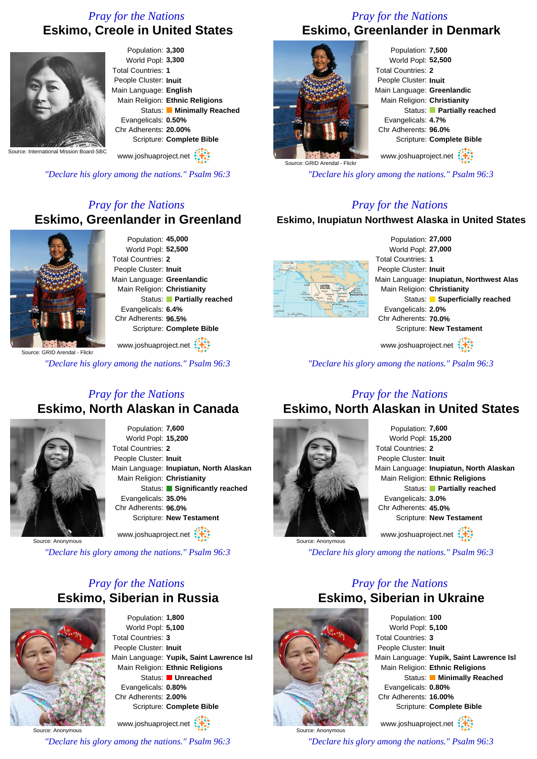*Pray for the Nations*

## Eskimo, Creole in United States

Source: International Mission Board-SBC

Population: **3,300**
World Popl: **3,300**
Total Countries: **1**
People Cluster: **Inuit**
Main Language: **English**
Main Religion: **Ethnic Religions**
Status: **Minimally Reached**
Evangelicals: **0.50%**
Chr Adherents: **20.00%**
Scripture: **Complete Bible**

www.joshuaproject.net

*"Declare his glory among the nations." Psalm 96:3*

*Pray for the Nations*

## Eskimo, Greenlander in Denmark

Source: GRID Arendal - Flickr

Population: **7,500**
World Popl: **52,500**
Total Countries: **2**
People Cluster: **Inuit**
Main Language: **Greenlandic**
Main Religion: **Christianity**
Status: **Partially reached**
Evangelicals: **4.7%**
Chr Adherents: **96.0%**
Scripture: **Complete Bible**

www.joshuaproject.net

*"Declare his glory among the nations." Psalm 96:3*

*Pray for the Nations*

## Eskimo, Greenlander in Greenland

Source: GRID Arendal - Flickr

Population: **45,000**
World Popl: **52,500**
Total Countries: **2**
People Cluster: **Inuit**
Main Language: **Greenlandic**
Main Religion: **Christianity**
Status: **Partially reached**
Evangelicals: **6.4%**
Chr Adherents: **96.5%**
Scripture: **Complete Bible**

www.joshuaproject.net

*"Declare his glory among the nations." Psalm 96:3*

*Pray for the Nations*

## Eskimo, Inupiatun Northwest Alaska in United States

Population: **27,000**
World Popl: **27,000**
Total Countries: **1**
People Cluster: **Inuit**
Main Language: **Inupiatun, Northwest Alas**
Main Religion: **Christianity**
Status: **Superficially reached**
Evangelicals: **2.0%**
Chr Adherents: **70.0%**
Scripture: **New Testament**

www.joshuaproject.net

*"Declare his glory among the nations." Psalm 96:3*

*Pray for the Nations*

## Eskimo, North Alaskan in Canada

Source: Anonymous

Population: **7,600**
World Popl: **15,200**
Total Countries: **2**
People Cluster: **Inuit**
Main Language: **Inupiatun, North Alaskan**
Main Religion: **Christianity**
Status: **Significantly reached**
Evangelicals: **35.0%**
Chr Adherents: **96.0%**
Scripture: **New Testament**

www.joshuaproject.net

*"Declare his glory among the nations." Psalm 96:3*

*Pray for the Nations*

## Eskimo, North Alaskan in United States

Source: Anonymous

Population: **7,600**
World Popl: **15,200**
Total Countries: **2**
People Cluster: **Inuit**
Main Language: **Inupiatun, North Alaskan**
Main Religion: **Ethnic Religions**
Status: **Partially reached**
Evangelicals: **3.0%**
Chr Adherents: **45.0%**
Scripture: **New Testament**

www.joshuaproject.net

*"Declare his glory among the nations." Psalm 96:3*

*Pray for the Nations*

## Eskimo, Siberian in Russia

Source: Anonymous

Population: **1,800**
World Popl: **5,100**
Total Countries: **3**
People Cluster: **Inuit**
Main Language: **Yupik, Saint Lawrence Isl**
Main Religion: **Ethnic Religions**
Status: **Unreached**
Evangelicals: **0.80%**
Chr Adherents: **2.00%**
Scripture: **Complete Bible**

www.joshuaproject.net

*"Declare his glory among the nations." Psalm 96:3*

*Pray for the Nations*

## Eskimo, Siberian in Ukraine

Source: Anonymous

Population: **100**
World Popl: **5,100**
Total Countries: **3**
People Cluster: **Inuit**
Main Language: **Yupik, Saint Lawrence Isl**
Main Religion: **Ethnic Religions**
Status: **Minimally Reached**
Evangelicals: **0.80%**
Chr Adherents: **16.00%**
Scripture: **Complete Bible**

www.joshuaproject.net

*"Declare his glory among the nations." Psalm 96:3*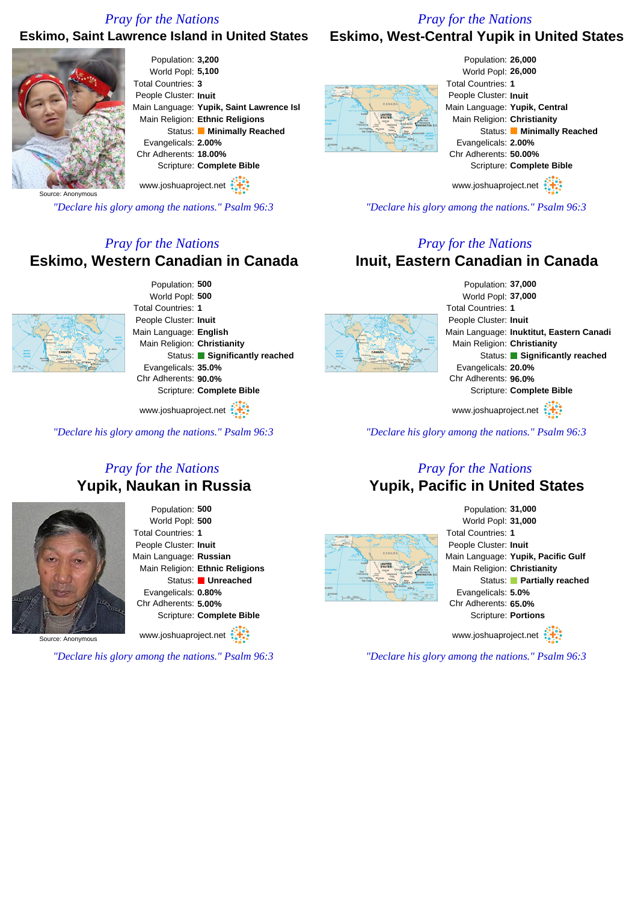*Pray for the Nations*

## Eskimo, Saint Lawrence Island in United States

Source: Anonymous

Population: **3,200**
World Popl: **5,100**
Total Countries: **3**
People Cluster: **Inuit**
Main Language: **Yupik, Saint Lawrence Isl**
Main Religion: **Ethnic Religions**
Status: **Minimally Reached**
Evangelicals: **2.00%**
Chr Adherents: **18.00%**
Scripture: **Complete Bible**

www.joshuaproject.net

*"Declare his glory among the nations." Psalm 96:3*

*Pray for the Nations*

## Eskimo, West-Central Yupik in United States

Population: **26,000**
World Popl: **26,000**
Total Countries: **1**
People Cluster: **Inuit**
Main Language: **Yupik, Central**
Main Religion: **Christianity**
Status: **Minimally Reached**
Evangelicals: **2.00%**
Chr Adherents: **50.00%**
Scripture: **Complete Bible**

www.joshuaproject.net

*"Declare his glory among the nations." Psalm 96:3*

*Pray for the Nations*

## Eskimo, Western Canadian in Canada

Population: **500**
World Popl: **500**
Total Countries: **1**
People Cluster: **Inuit**
Main Language: **English**
Main Religion: **Christianity**
Status: **Significantly reached**
Evangelicals: **35.0%**
Chr Adherents: **90.0%**
Scripture: **Complete Bible**

www.joshuaproject.net

*"Declare his glory among the nations." Psalm 96:3*

*Pray for the Nations*

## Inuit, Eastern Canadian in Canada

Population: **37,000**
World Popl: **37,000**
Total Countries: **1**
People Cluster: **Inuit**
Main Language: **Inuktitut, Eastern Canadi**
Main Religion: **Christianity**
Status: **Significantly reached**
Evangelicals: **20.0%**
Chr Adherents: **96.0%**
Scripture: **Complete Bible**

www.joshuaproject.net

*"Declare his glory among the nations." Psalm 96:3*

*Pray for the Nations*

## Yupik, Naukan in Russia

Source: Anonymous

Population: **500**
World Popl: **500**
Total Countries: **1**
People Cluster: **Inuit**
Main Language: **Russian**
Main Religion: **Ethnic Religions**
Status: **Unreached**
Evangelicals: **0.80%**
Chr Adherents: **5.00%**
Scripture: **Complete Bible**

www.joshuaproject.net

*"Declare his glory among the nations." Psalm 96:3*

*Pray for the Nations*

## Yupik, Pacific in United States

Population: **31,000**
World Popl: **31,000**
Total Countries: **1**
People Cluster: **Inuit**
Main Language: **Yupik, Pacific Gulf**
Main Religion: **Christianity**
Status: **Partially reached**
Evangelicals: **5.0%**
Chr Adherents: **65.0%**
Scripture: **Portions**

www.joshuaproject.net

*"Declare his glory among the nations." Psalm 96:3*